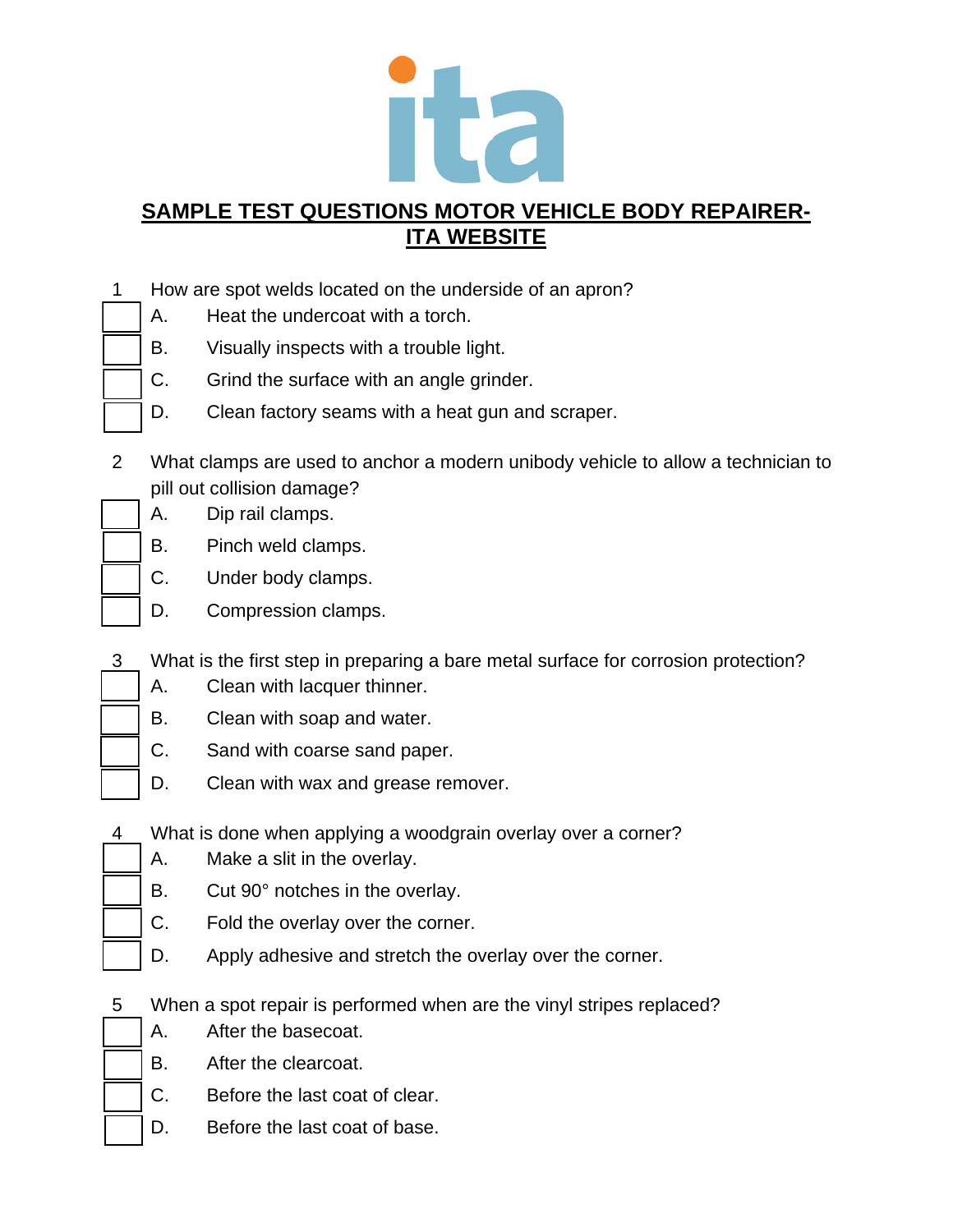# SAMPLE TEST QUESTIONS MOTOR VEHICLE BODY REPAIRER-ITA WEBSITE

1 How are spot welds located on the underside of an apron?

- [ ] A. Heat the undercoat with a torch.
- [ ] B. Visually inspects with a trouble light.
- [ ] C. Grind the surface with an angle grinder.
- [ ] D. Clean factory seams with a heat gun and scraper.

2 What clamps are used to anchor a modern unibody vehicle to allow a technician to pill out collision damage?

- [ ] A. Dip rail clamps.
- [ ] B. Pinch weld clamps.
- [ ] C. Under body clamps.
- [ ] D. Compression clamps.

3 What is the first step in preparing a bare metal surface for corrosion protection?

- [ ] A. Clean with lacquer thinner.
- [ ] B. Clean with soap and water.
- [ ] C. Sand with coarse sand paper.
- [ ] D. Clean with wax and grease remover.

4 What is done when applying a woodgrain overlay over a corner?

- [ ] A. Make a slit in the overlay.
- [ ] B. Cut 90° notches in the overlay.
- [ ] C. Fold the overlay over the corner.
- [ ] D. Apply adhesive and stretch the overlay over the corner.

5 When a spot repair is performed when are the vinyl stripes replaced?

- [ ] A. After the basecoat.
- [ ] B. After the clearcoat.
- [ ] C. Before the last coat of clear.
- [ ] D. Before the last coat of base.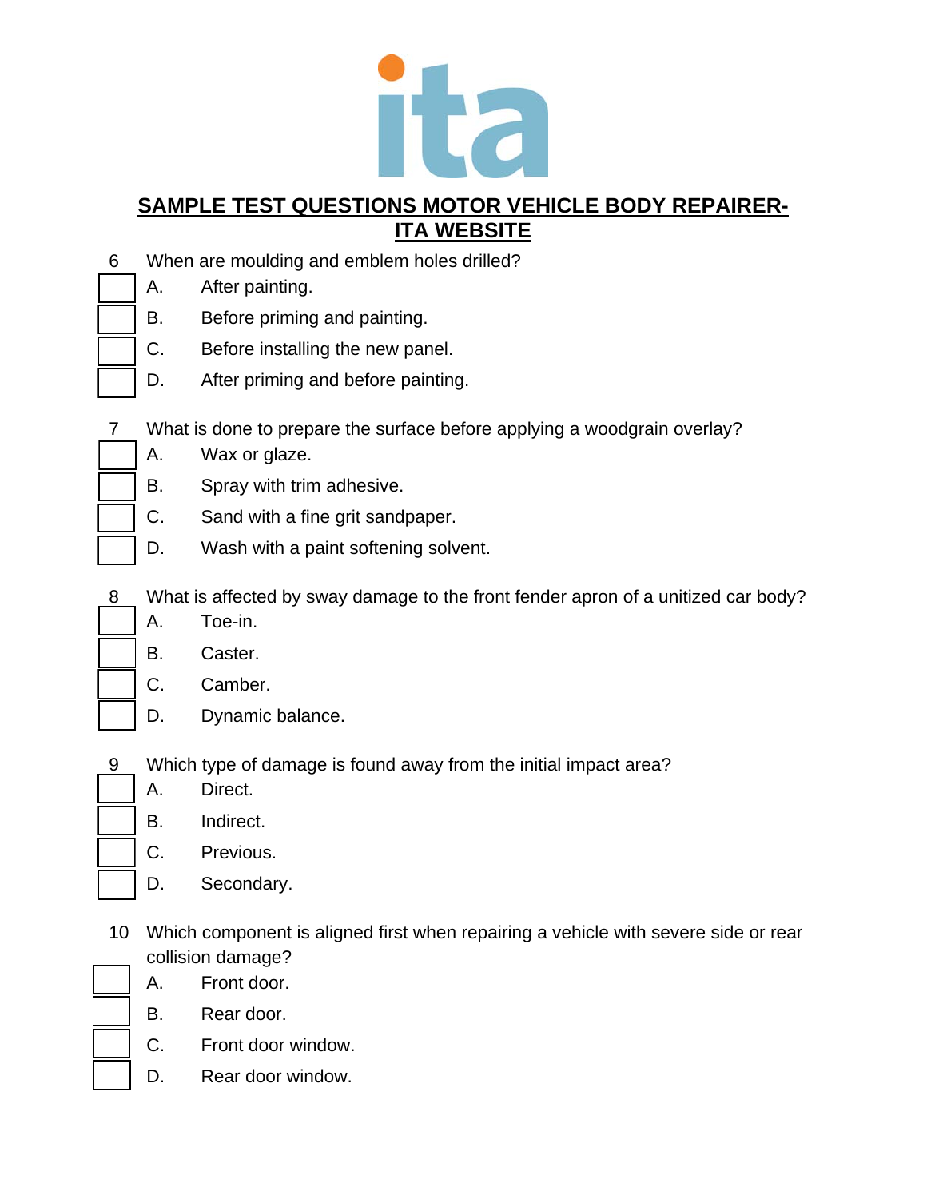## SAMPLE TEST QUESTIONS MOTOR VEHICLE BODY REPAIRER- ITA WEBSITE

6 When are moulding and emblem holes drilled?

- A. After painting.
- B. Before priming and painting.
- C. Before installing the new panel.
- D. After priming and before painting.

7 What is done to prepare the surface before applying a woodgrain overlay?

- A. Wax or glaze.
- B. Spray with trim adhesive.
- C. Sand with a fine grit sandpaper.
- D. Wash with a paint softening solvent.

8 What is affected by sway damage to the front fender apron of a unitized car body?

- A. Toe-in.
- B. Caster.
- C. Camber.
- D. Dynamic balance.

9 Which type of damage is found away from the initial impact area?

- A. Direct.
- B. Indirect.
- C. Previous.
- D. Secondary.

10 Which component is aligned first when repairing a vehicle with severe side or rear collision damage?

- A. Front door.
- B. Rear door.
- C. Front door window.
- D. Rear door window.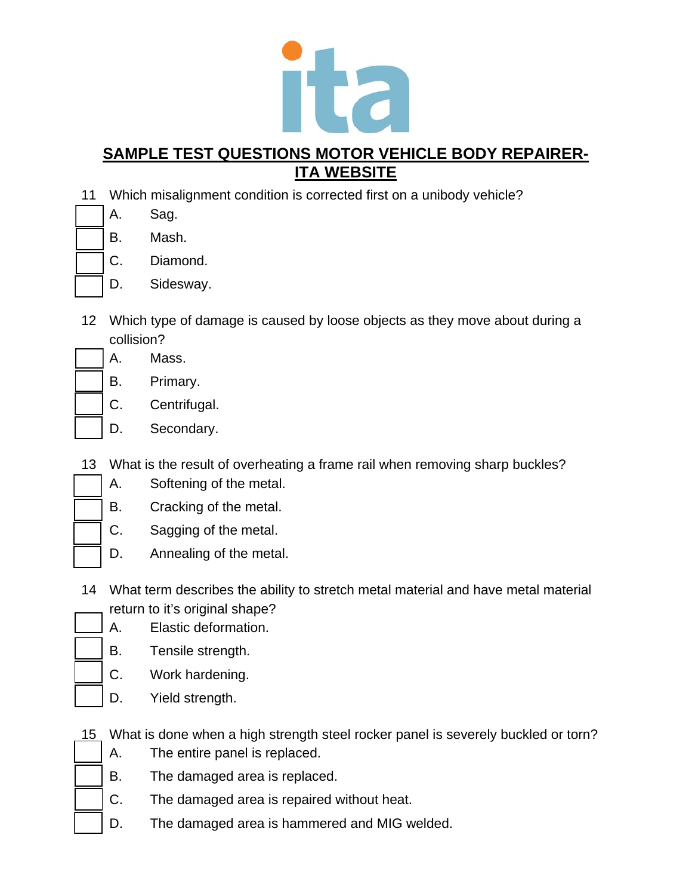## SAMPLE TEST QUESTIONS MOTOR VEHICLE BODY REPAIRER-ITA WEBSITE

11 Which misalignment condition is corrected first on a unibody vehicle?

- [ ] A. Sag.
- [ ] B. Mash.
- [ ] C. Diamond.
- [ ] D. Sidesway.

12 Which type of damage is caused by loose objects as they move about during a collision?

- [ ] A. Mass.
- [ ] B. Primary.
- [ ] C. Centrifugal.
- [ ] D. Secondary.

13 What is the result of overheating a frame rail when removing sharp buckles?

- [ ] A. Softening of the metal.
- [ ] B. Cracking of the metal.
- [ ] C. Sagging of the metal.
- [ ] D. Annealing of the metal.

14 What term describes the ability to stretch metal material and have metal material return to it's original shape?

- [ ] A. Elastic deformation.
- [ ] B. Tensile strength.
- [ ] C. Work hardening.
- [ ] D. Yield strength.

15 What is done when a high strength steel rocker panel is severely buckled or torn?

- [ ] A. The entire panel is replaced.
- [ ] B. The damaged area is replaced.
- [ ] C. The damaged area is repaired without heat.
- [ ] D. The damaged area is hammered and MIG welded.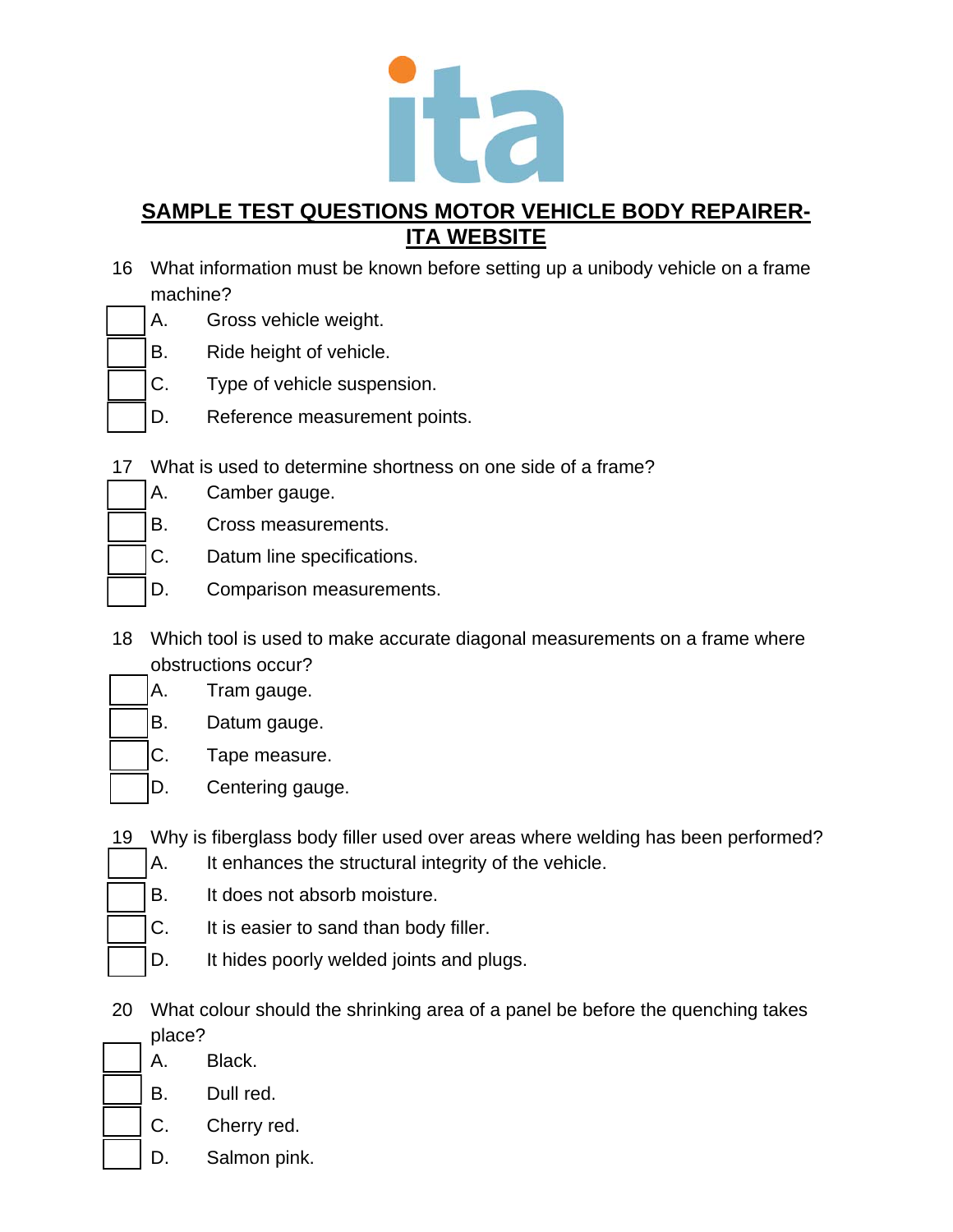## SAMPLE TEST QUESTIONS MOTOR VEHICLE BODY REPAIRER- ITA WEBSITE

16 What information must be known before setting up a unibody vehicle on a frame machine?

- A. Gross vehicle weight.
- B. Ride height of vehicle.
- C. Type of vehicle suspension.
- D. Reference measurement points.

17 What is used to determine shortness on one side of a frame?

- A. Camber gauge.
- B. Cross measurements.
- C. Datum line specifications.
- D. Comparison measurements.

18 Which tool is used to make accurate diagonal measurements on a frame where obstructions occur?

- A. Tram gauge.
- B. Datum gauge.
- C. Tape measure.
- D. Centering gauge.

19 Why is fiberglass body filler used over areas where welding has been performed?

- A. It enhances the structural integrity of the vehicle.
- B. It does not absorb moisture.
- C. It is easier to sand than body filler.
- D. It hides poorly welded joints and plugs.

20 What colour should the shrinking area of a panel be before the quenching takes place?

- A. Black.
- B. Dull red.
- C. Cherry red.
- D. Salmon pink.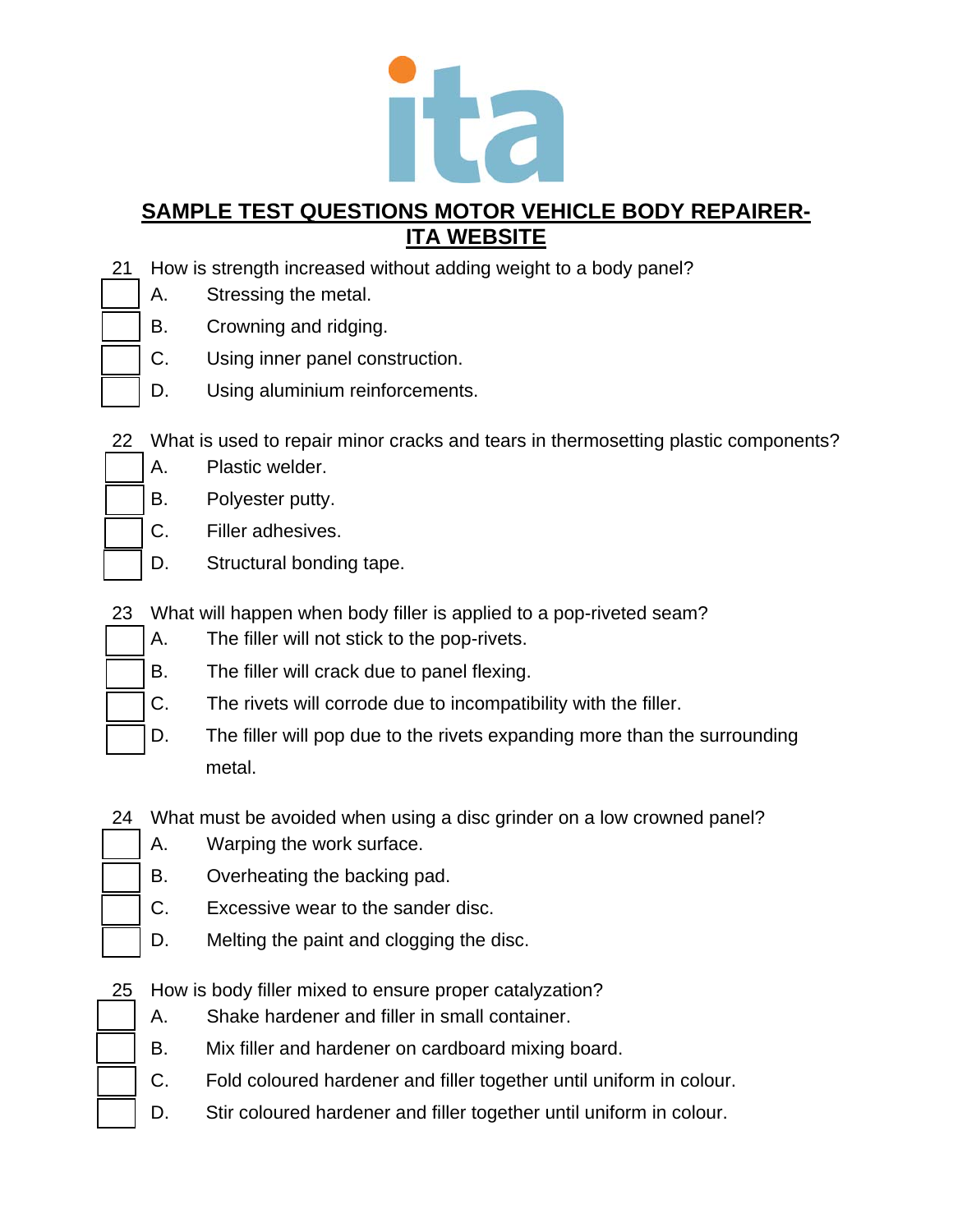## SAMPLE TEST QUESTIONS MOTOR VEHICLE BODY REPAIRER-ITA WEBSITE

21 How is strength increased without adding weight to a body panel?

- A. Stressing the metal.
- B. Crowning and ridging.
- C. Using inner panel construction.
- D. Using aluminium reinforcements.

22 What is used to repair minor cracks and tears in thermosetting plastic components?

- A. Plastic welder.
- B. Polyester putty.
- C. Filler adhesives.
- D. Structural bonding tape.

23 What will happen when body filler is applied to a pop-riveted seam?

- A. The filler will not stick to the pop-rivets.
- B. The filler will crack due to panel flexing.
- C. The rivets will corrode due to incompatibility with the filler.
- D. The filler will pop due to the rivets expanding more than the surrounding metal.

24 What must be avoided when using a disc grinder on a low crowned panel?

- A. Warping the work surface.
- B. Overheating the backing pad.
- C. Excessive wear to the sander disc.
- D. Melting the paint and clogging the disc.

25 How is body filler mixed to ensure proper catalyzation?

- A. Shake hardener and filler in small container.
- B. Mix filler and hardener on cardboard mixing board.
- C. Fold coloured hardener and filler together until uniform in colour.
- D. Stir coloured hardener and filler together until uniform in colour.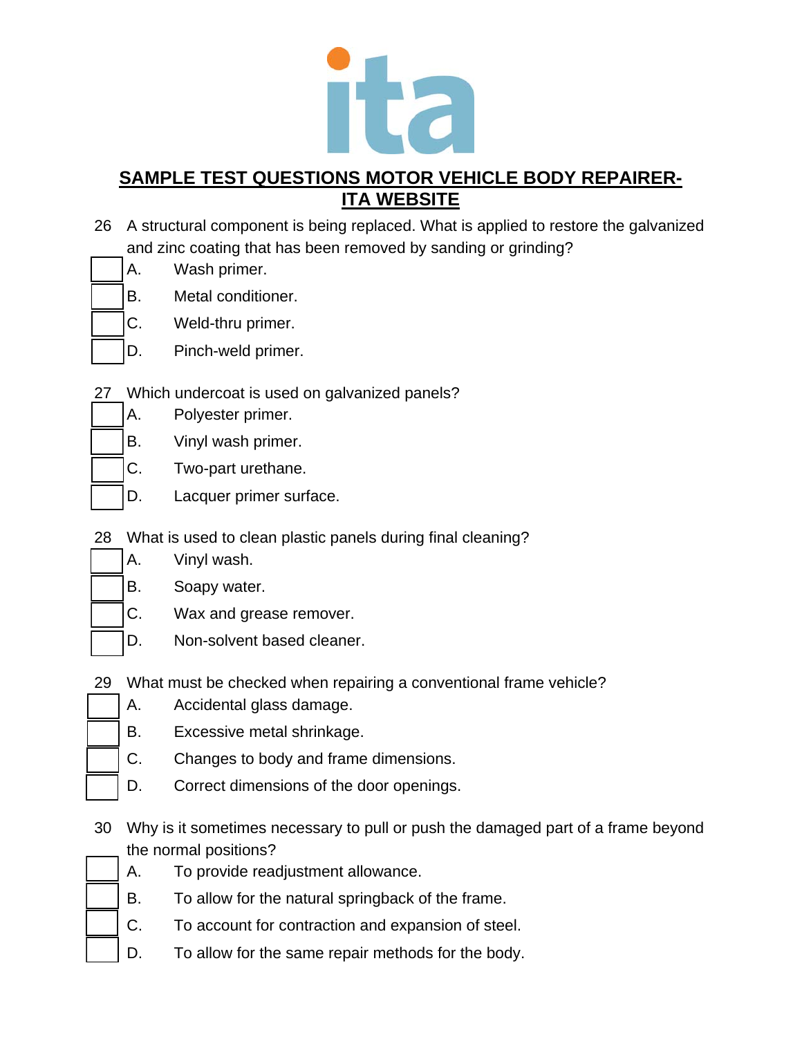## SAMPLE TEST QUESTIONS MOTOR VEHICLE BODY REPAIRER-ITA WEBSITE

26 A structural component is being replaced. What is applied to restore the galvanized and zinc coating that has been removed by sanding or grinding?

- A. Wash primer.
- B. Metal conditioner.
- C. Weld-thru primer.
- D. Pinch-weld primer.

27 Which undercoat is used on galvanized panels?

- A. Polyester primer.
- B. Vinyl wash primer.
- C. Two-part urethane.
- D. Lacquer primer surface.

28 What is used to clean plastic panels during final cleaning?

- A. Vinyl wash.
- B. Soapy water.
- C. Wax and grease remover.
- D. Non-solvent based cleaner.

29 What must be checked when repairing a conventional frame vehicle?

- A. Accidental glass damage.
- B. Excessive metal shrinkage.
- C. Changes to body and frame dimensions.
- D. Correct dimensions of the door openings.

30 Why is it sometimes necessary to pull or push the damaged part of a frame beyond the normal positions?

- A. To provide readjustment allowance.
- B. To allow for the natural springback of the frame.
- C. To account for contraction and expansion of steel.
- D. To allow for the same repair methods for the body.